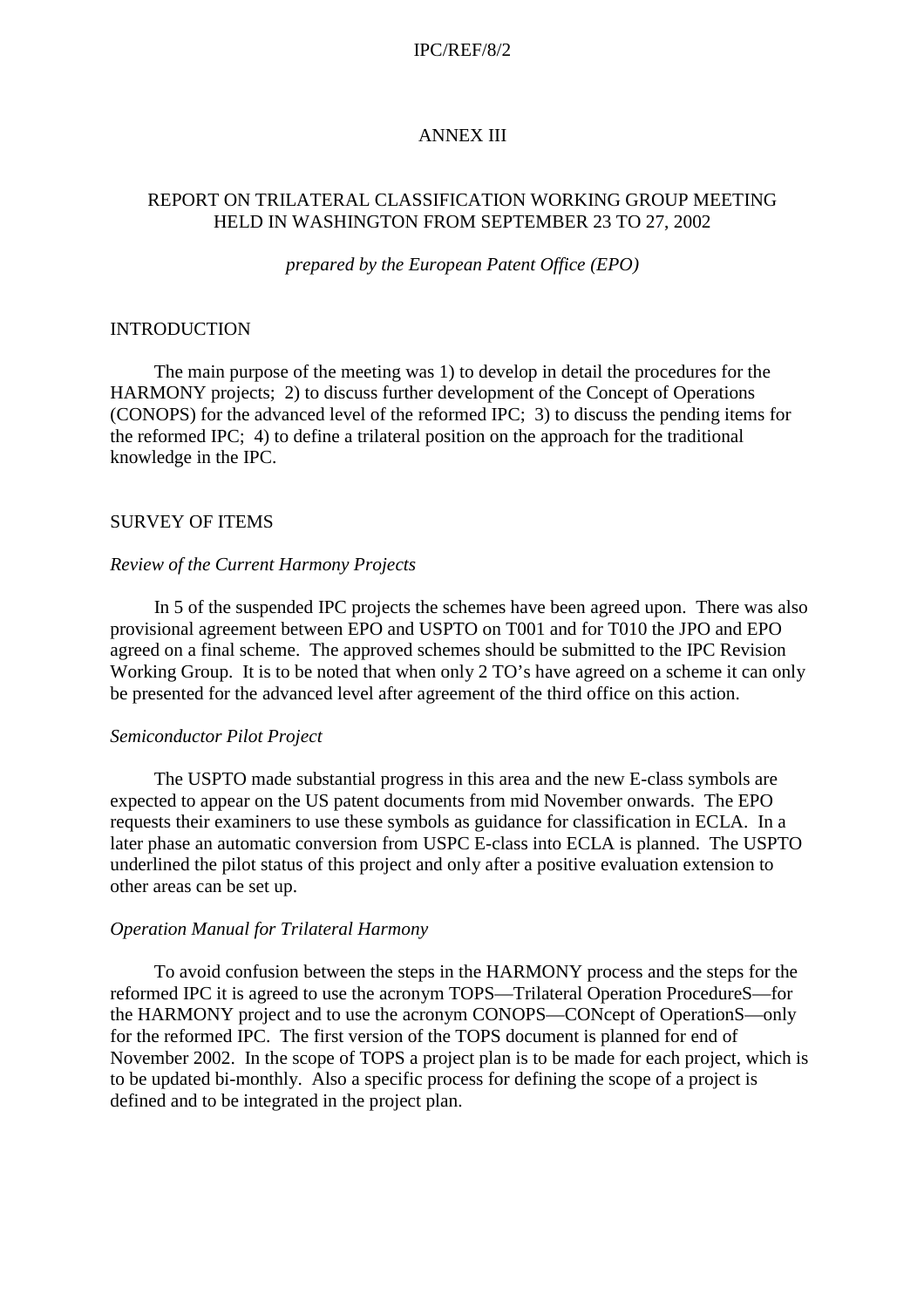ANNEX III

# REPORT ON TRILATERAL CLASSIFICATION WORKING GROUP MEETING HELD IN WASHINGTON FROM SEPTEMBER 23 TO 27, 2002

*prepared by the European Patent Office (EPO)*

## INTRODUCTION

The main purpose of the meeting was 1) to develop in detail the procedures for the HARMONY projects; 2) to discuss further development of the Concept of Operations (CONOPS) for the advanced level of the reformed IPC; 3) to discuss the pending items for the reformed IPC; 4) to define a trilateral position on the approach for the traditional knowledge in the IPC.

## SURVEY OF ITEMS

### *Review of the Current Harmony Projects*

In 5 of the suspended IPC projects the schemes have been agreed upon. There was also provisional agreement between EPO and USPTO on T001 and for T010 the JPO and EPO agreed on a final scheme. The approved schemes should be submitted to the IPC Revision Working Group. It is to be noted that when only 2 TO's have agreed on a scheme it can only be presented for the advanced level after agreement of the third office on this action.

### *Semiconductor Pilot Project*

The USPTO made substantial progress in this area and the new E-class symbols are expected to appear on the US patent documents from mid November onwards. The EPO requests their examiners to use these symbols as guidance for classification in ECLA. In a later phase an automatic conversion from USPC E-class into ECLA is planned. The USPTO underlined the pilot status of this project and only after a positive evaluation extension to other areas can be set up.

### *Operation Manual for Trilateral Harmony*

To avoid confusion between the steps in the HARMONY process and the steps for the reformed IPC it is agreed to use the acronym TOPS—Trilateral Operation ProcedureS—for the HARMONY project and to use the acronym CONOPS—CONcept of OperationS—only for the reformed IPC. The first version of the TOPS document is planned for end of November 2002. In the scope of TOPS a project plan is to be made for each project, which is to be updated bi-monthly. Also a specific process for defining the scope of a project is defined and to be integrated in the project plan.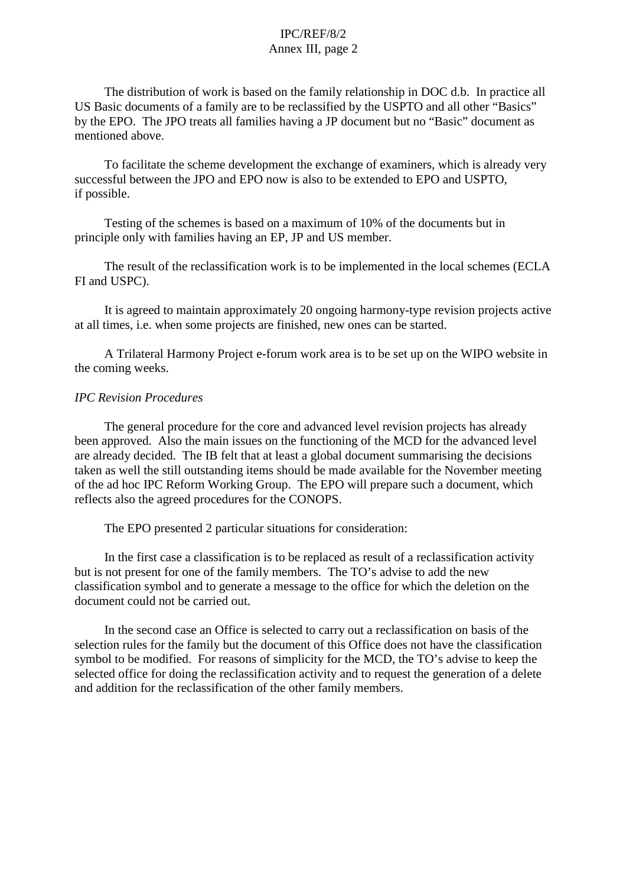The distribution of work is based on the family relationship in DOC d.b. In practice all US Basic documents of a family are to be reclassified by the USPTO and all other "Basics" by the EPO. The JPO treats all families having a JP document but no "Basic" document as mentioned above.

To facilitate the scheme development the exchange of examiners, which is already very successful between the JPO and EPO now is also to be extended to EPO and USPTO, if possible.

Testing of the schemes is based on a maximum of 10% of the documents but in principle only with families having an EP, JP and US member.

The result of the reclassification work is to be implemented in the local schemes (ECLA FI and USPC).

It is agreed to maintain approximately 20 ongoing harmony-type revision projects active at all times, i.e. when some projects are finished, new ones can be started.

A Trilateral Harmony Project e-forum work area is to be set up on the WIPO website in the coming weeks.

*IPC Revision Procedures*

The general procedure for the core and advanced level revision projects has already been approved. Also the main issues on the functioning of the MCD for the advanced level are already decided. The IB felt that at least a global document summarising the decisions taken as well the still outstanding items should be made available for the November meeting of the ad hoc IPC Reform Working Group. The EPO will prepare such a document, which reflects also the agreed procedures for the CONOPS.

The EPO presented 2 particular situations for consideration:

In the first case a classification is to be replaced as result of a reclassification activity but is not present for one of the family members. The TO's advise to add the new classification symbol and to generate a message to the office for which the deletion on the document could not be carried out.

In the second case an Office is selected to carry out a reclassification on basis of the selection rules for the family but the document of this Office does not have the classification symbol to be modified. For reasons of simplicity for the MCD, the TO's advise to keep the selected office for doing the reclassification activity and to request the generation of a delete and addition for the reclassification of the other family members.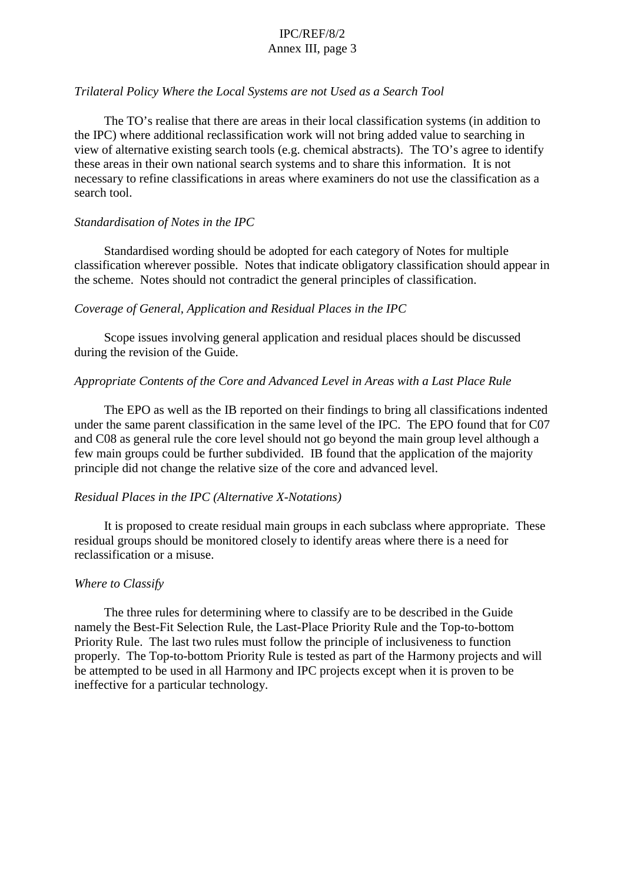*Trilateral Policy Where the Local Systems are not Used as a Search Tool*

The TO's realise that there are areas in their local classification systems (in addition to the IPC) where additional reclassification work will not bring added value to searching in view of alternative existing search tools (e.g. chemical abstracts). The TO's agree to identify these areas in their own national search systems and to share this information. It is not necessary to refine classifications in areas where examiners do not use the classification as a search tool.

*Standardisation of Notes in the IPC*

Standardised wording should be adopted for each category of Notes for multiple classification wherever possible. Notes that indicate obligatory classification should appear in the scheme. Notes should not contradict the general principles of classification.

*Coverage of General, Application and Residual Places in the IPC*

Scope issues involving general application and residual places should be discussed during the revision of the Guide.

*Appropriate Contents of the Core and Advanced Level in Areas with a Last Place Rule*

The EPO as well as the IB reported on their findings to bring all classifications indented under the same parent classification in the same level of the IPC. The EPO found that for C07 and C08 as general rule the core level should not go beyond the main group level although a few main groups could be further subdivided. IB found that the application of the majority principle did not change the relative size of the core and advanced level.

*Residual Places in the IPC (Alternative X-Notations)*

It is proposed to create residual main groups in each subclass where appropriate. These residual groups should be monitored closely to identify areas where there is a need for reclassification or a misuse.

*Where to Classify*

The three rules for determining where to classify are to be described in the Guide namely the Best-Fit Selection Rule, the Last-Place Priority Rule and the Top-to-bottom Priority Rule. The last two rules must follow the principle of inclusiveness to function properly. The Top-to-bottom Priority Rule is tested as part of the Harmony projects and will be attempted to be used in all Harmony and IPC projects except when it is proven to be ineffective for a particular technology.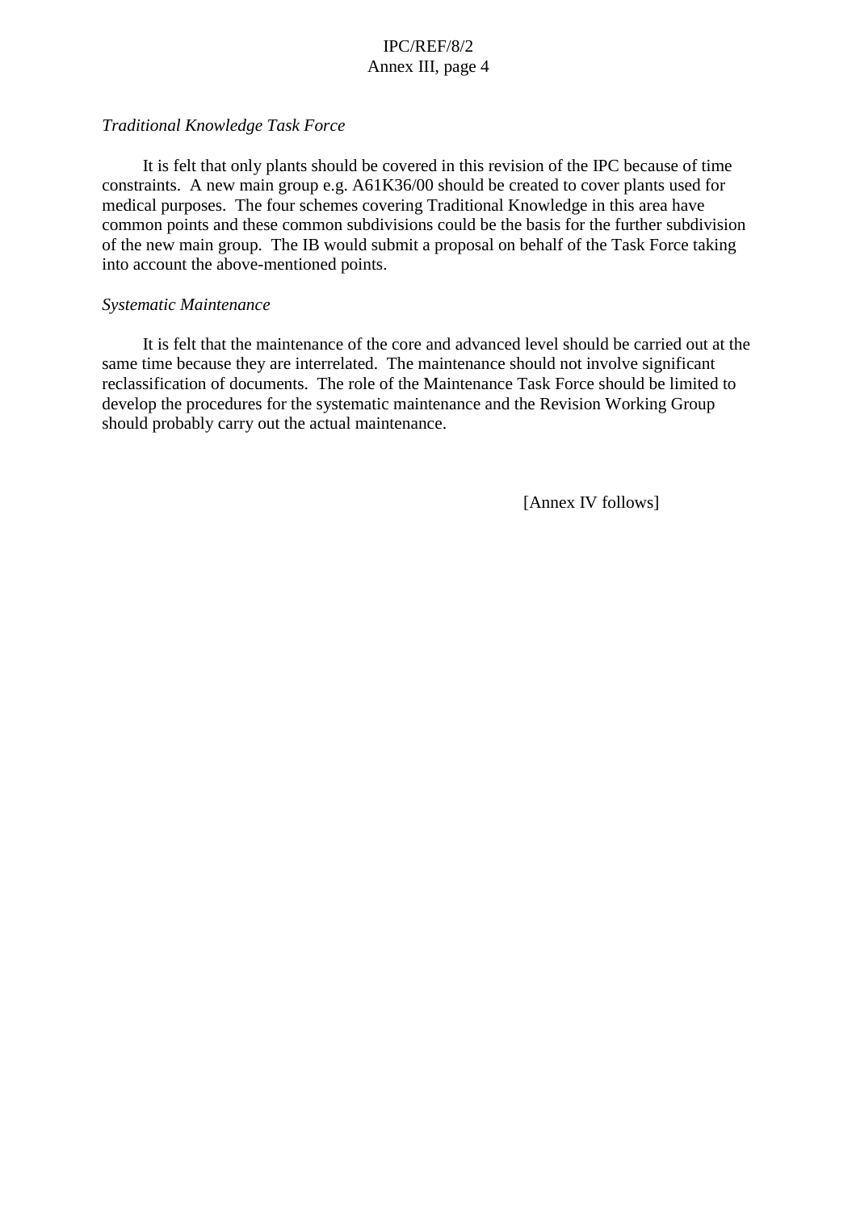*Traditional Knowledge Task Force*

It is felt that only plants should be covered in this revision of the IPC because of time constraints. A new main group e.g. A61K36/00 should be created to cover plants used for medical purposes. The four schemes covering Traditional Knowledge in this area have common points and these common subdivisions could be the basis for the further subdivision of the new main group. The IB would submit a proposal on behalf of the Task Force taking into account the above-mentioned points.

*Systematic Maintenance*

It is felt that the maintenance of the core and advanced level should be carried out at the same time because they are interrelated. The maintenance should not involve significant reclassification of documents. The role of the Maintenance Task Force should be limited to develop the procedures for the systematic maintenance and the Revision Working Group should probably carry out the actual maintenance.

[Annex IV follows]